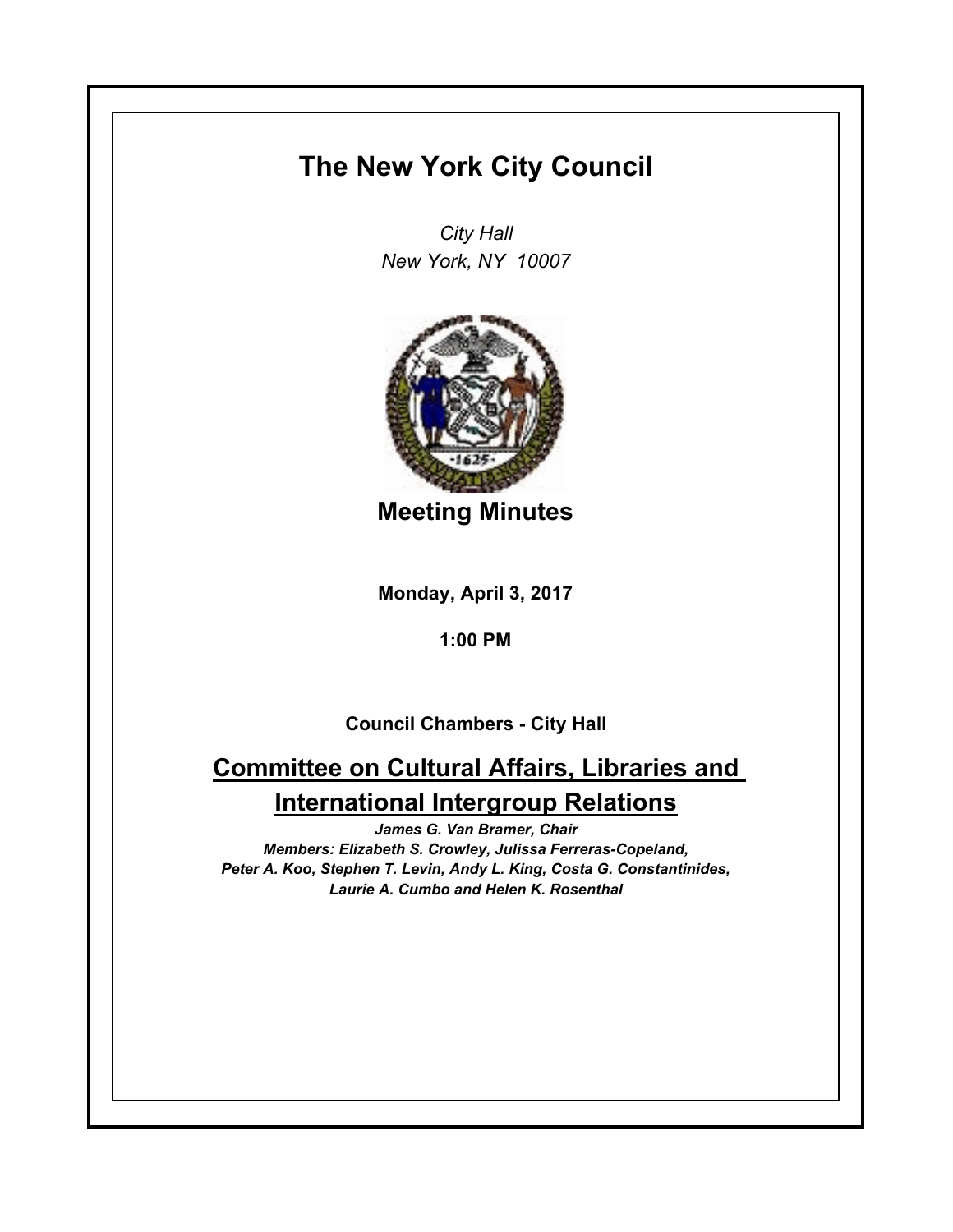# The New York City Council

*City Hall*
*New York, NY 10007*

## Meeting Minutes

**Monday, April 3, 2017**

**1:00 PM**

**Council Chambers - City Hall**

## Committee on Cultural Affairs, Libraries and International Intergroup Relations

***James G. Van Bramer, Chair***
***Members: Elizabeth S. Crowley, Julissa Ferreras-Copeland, Peter A. Koo, Stephen T. Levin, Andy L. King, Costa G. Constantinides, Laurie A. Cumbo and Helen K. Rosenthal***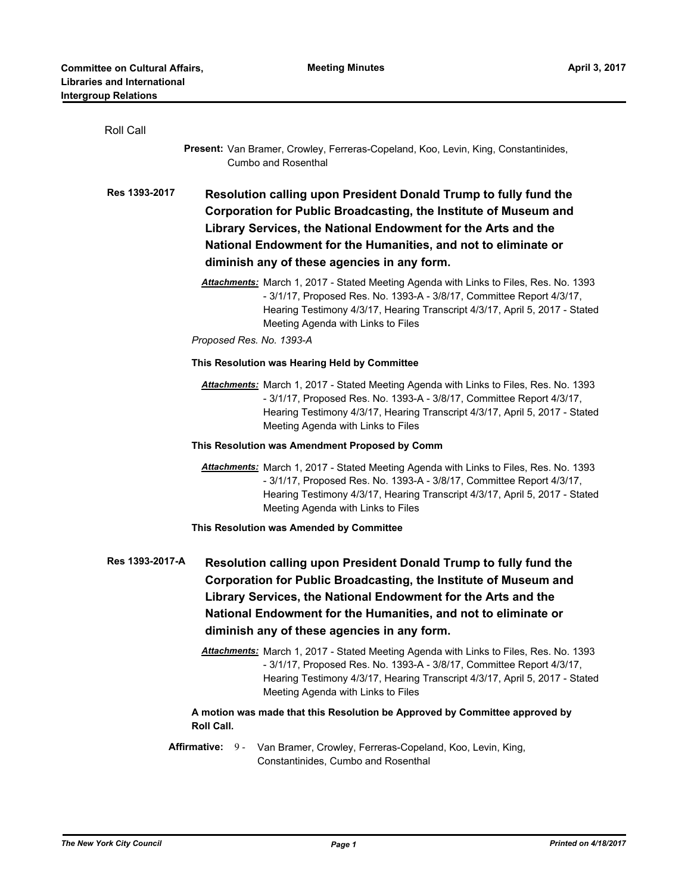Roll Call

**Present:** Van Bramer, Crowley, Ferreras-Copeland, Koo, Levin, King, Constantinides, Cumbo and Rosenthal

**Res 1393-2017** **Resolution calling upon President Donald Trump to fully fund the Corporation for Public Broadcasting, the Institute of Museum and Library Services, the National Endowment for the Arts and the National Endowment for the Humanities, and not to eliminate or diminish any of these agencies in any form.**

***Attachments:*** March 1, 2017 - Stated Meeting Agenda with Links to Files, Res. No. 1393 - 3/1/17, Proposed Res. No. 1393-A - 3/8/17, Committee Report 4/3/17, Hearing Testimony 4/3/17, Hearing Transcript 4/3/17, April 5, 2017 - Stated Meeting Agenda with Links to Files

*Proposed Res. No. 1393-A*

**This Resolution was Hearing Held by Committee**

***Attachments:*** March 1, 2017 - Stated Meeting Agenda with Links to Files, Res. No. 1393 - 3/1/17, Proposed Res. No. 1393-A - 3/8/17, Committee Report 4/3/17, Hearing Testimony 4/3/17, Hearing Transcript 4/3/17, April 5, 2017 - Stated Meeting Agenda with Links to Files

**This Resolution was Amendment Proposed by Comm**

***Attachments:*** March 1, 2017 - Stated Meeting Agenda with Links to Files, Res. No. 1393 - 3/1/17, Proposed Res. No. 1393-A - 3/8/17, Committee Report 4/3/17, Hearing Testimony 4/3/17, Hearing Transcript 4/3/17, April 5, 2017 - Stated Meeting Agenda with Links to Files

**This Resolution was Amended by Committee**

**Res 1393-2017-A** **Resolution calling upon President Donald Trump to fully fund the Corporation for Public Broadcasting, the Institute of Museum and Library Services, the National Endowment for the Arts and the National Endowment for the Humanities, and not to eliminate or diminish any of these agencies in any form.**

***Attachments:*** March 1, 2017 - Stated Meeting Agenda with Links to Files, Res. No. 1393 - 3/1/17, Proposed Res. No. 1393-A - 3/8/17, Committee Report 4/3/17, Hearing Testimony 4/3/17, Hearing Transcript 4/3/17, April 5, 2017 - Stated Meeting Agenda with Links to Files

**A motion was made that this Resolution be Approved by Committee approved by Roll Call.**

**Affirmative:** 9 - Van Bramer, Crowley, Ferreras-Copeland, Koo, Levin, King, Constantinides, Cumbo and Rosenthal